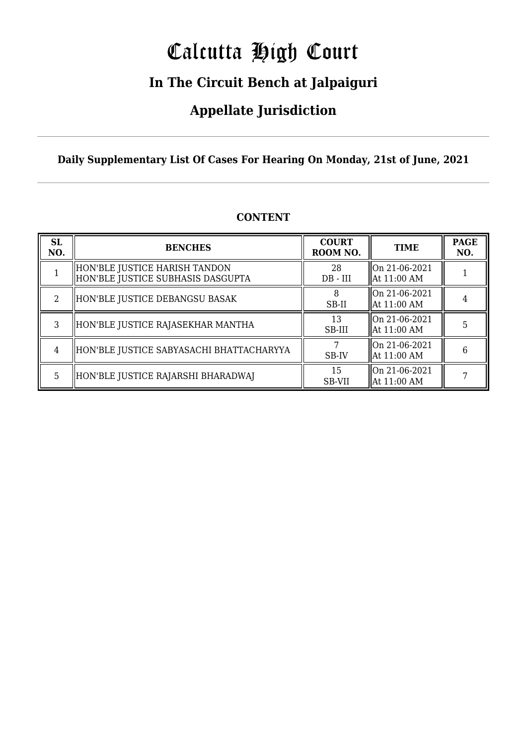# Calcutta High Court

## In The Circuit Bench at Jalpaiguri

## Appellate Jurisdiction

**Daily Supplementary List Of Cases For Hearing On Monday, 21st of June, 2021**

### CONTENT

| SL NO. | BENCHES | COURT ROOM NO. | TIME | PAGE NO. |
|---|---|---|---|---|
| 1 | HON'BLE JUSTICE HARISH TANDON<br>HON'BLE JUSTICE SUBHASIS DASGUPTA | 28<br>DB - III | On 21-06-2021<br>At 11:00 AM | 1 |
| 2 | HON'BLE JUSTICE DEBANGSU BASAK | 8<br>SB-II | On 21-06-2021<br>At 11:00 AM | 4 |
| 3 | HON'BLE JUSTICE RAJASEKHAR MANTHA | 13<br>SB-III | On 21-06-2021<br>At 11:00 AM | 5 |
| 4 | HON'BLE JUSTICE SABYASACHI BHATTACHARYYA | 7<br>SB-IV | On 21-06-2021<br>At 11:00 AM | 6 |
| 5 | HON'BLE JUSTICE RAJARSHI BHARADWAJ | 15<br>SB-VII | On 21-06-2021<br>At 11:00 AM | 7 |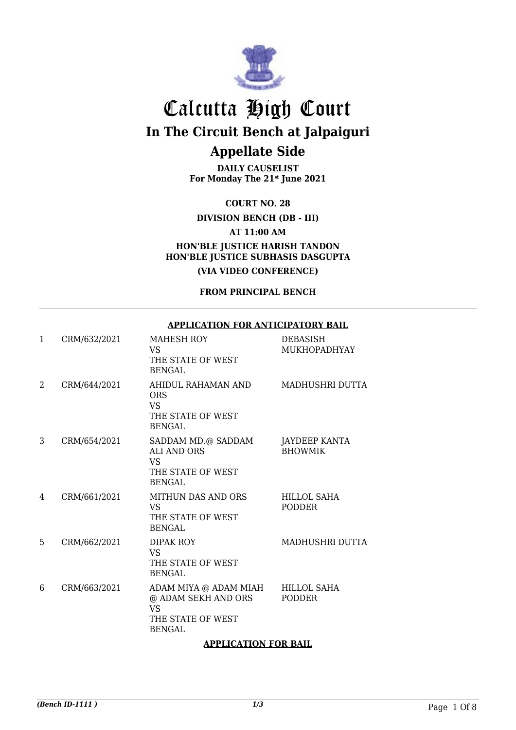# Calcutta High Court

## In The Circuit Bench at Jalpaiguri

## Appellate Side

**DAILY CAUSELIST**
**For Monday The 21st June 2021**

**COURT NO. 28**

**DIVISION BENCH (DB - III)**

**AT 11:00 AM**

**HON'BLE JUSTICE HARISH TANDON**
**HON'BLE JUSTICE SUBHASIS DASGUPTA**

**(VIA VIDEO CONFERENCE)**

**FROM PRINCIPAL BENCH**

**APPLICATION FOR ANTICIPATORY BAIL**

| | | | |
|---|---|---|---|
| 1 | CRM/632/2021 | MAHESH ROY<br>VS<br>THE STATE OF WEST BENGAL | DEBASISH MUKHOPADHYAY |
| 2 | CRM/644/2021 | AHIDUL RAHAMAN AND ORS<br>VS<br>THE STATE OF WEST BENGAL | MADHUSHRI DUTTA |
| 3 | CRM/654/2021 | SADDAM MD.@ SADDAM ALI AND ORS<br>VS<br>THE STATE OF WEST BENGAL | JAYDEEP KANTA BHOWMIK |
| 4 | CRM/661/2021 | MITHUN DAS AND ORS<br>VS<br>THE STATE OF WEST BENGAL | HILLOL SAHA PODDER |
| 5 | CRM/662/2021 | DIPAK ROY<br>VS<br>THE STATE OF WEST BENGAL | MADHUSHRI DUTTA |
| 6 | CRM/663/2021 | ADAM MIYA @ ADAM MIAH @ ADAM SEKH AND ORS<br>VS<br>THE STATE OF WEST BENGAL | HILLOL SAHA PODDER |

**APPLICATION FOR BAIL**

*(Bench ID-1111 )*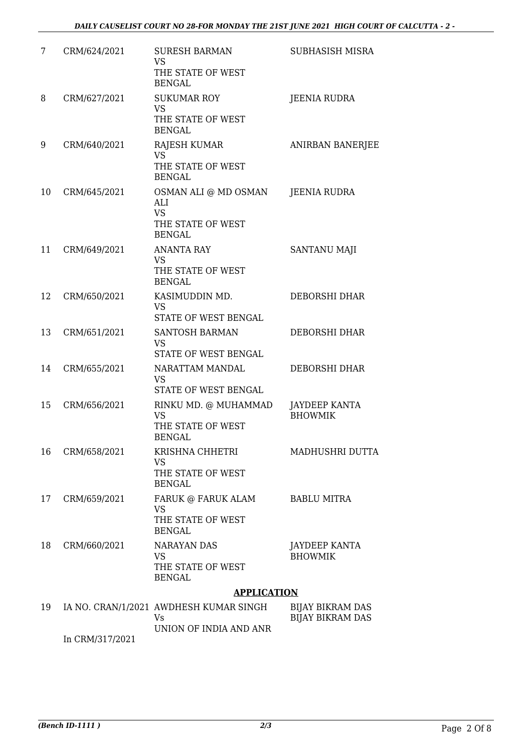| 7 | CRM/624/2021 | SURESH BARMAN<br>VS<br>THE STATE OF WEST BENGAL | SUBHASISH MISRA |
|---|---|---|---|
| 8 | CRM/627/2021 | SUKUMAR ROY<br>VS<br>THE STATE OF WEST BENGAL | JEENIA RUDRA |
| 9 | CRM/640/2021 | RAJESH KUMAR<br>VS<br>THE STATE OF WEST BENGAL | ANIRBAN BANERJEE |
| 10 | CRM/645/2021 | OSMAN ALI @ MD OSMAN ALI<br>VS<br>THE STATE OF WEST BENGAL | JEENIA RUDRA |
| 11 | CRM/649/2021 | ANANTA RAY<br>VS<br>THE STATE OF WEST BENGAL | SANTANU MAJI |
| 12 | CRM/650/2021 | KASIMUDDIN MD.<br>VS<br>STATE OF WEST BENGAL | DEBORSHI DHAR |
| 13 | CRM/651/2021 | SANTOSH BARMAN<br>VS<br>STATE OF WEST BENGAL | DEBORSHI DHAR |
| 14 | CRM/655/2021 | NARATTAM MANDAL<br>VS<br>STATE OF WEST BENGAL | DEBORSHI DHAR |
| 15 | CRM/656/2021 | RINKU MD. @ MUHAMMAD<br>VS<br>THE STATE OF WEST BENGAL | JAYDEEP KANTA BHOWMIK |
| 16 | CRM/658/2021 | KRISHNA CHHETRI<br>VS<br>THE STATE OF WEST BENGAL | MADHUSHRI DUTTA |
| 17 | CRM/659/2021 | FARUK @ FARUK ALAM<br>VS<br>THE STATE OF WEST BENGAL | BABLU MITRA |
| 18 | CRM/660/2021 | NARAYAN DAS<br>VS<br>THE STATE OF WEST BENGAL | JAYDEEP KANTA BHOWMIK |

## APPLICATION

| 19 | IA NO. CRAN/1/2021<br>In CRM/317/2021 | AWDHESH KUMAR SINGH<br>Vs<br>UNION OF INDIA AND ANR | BIJAY BIKRAM DAS<br>BIJAY BIKRAM DAS |
|---|---|---|---|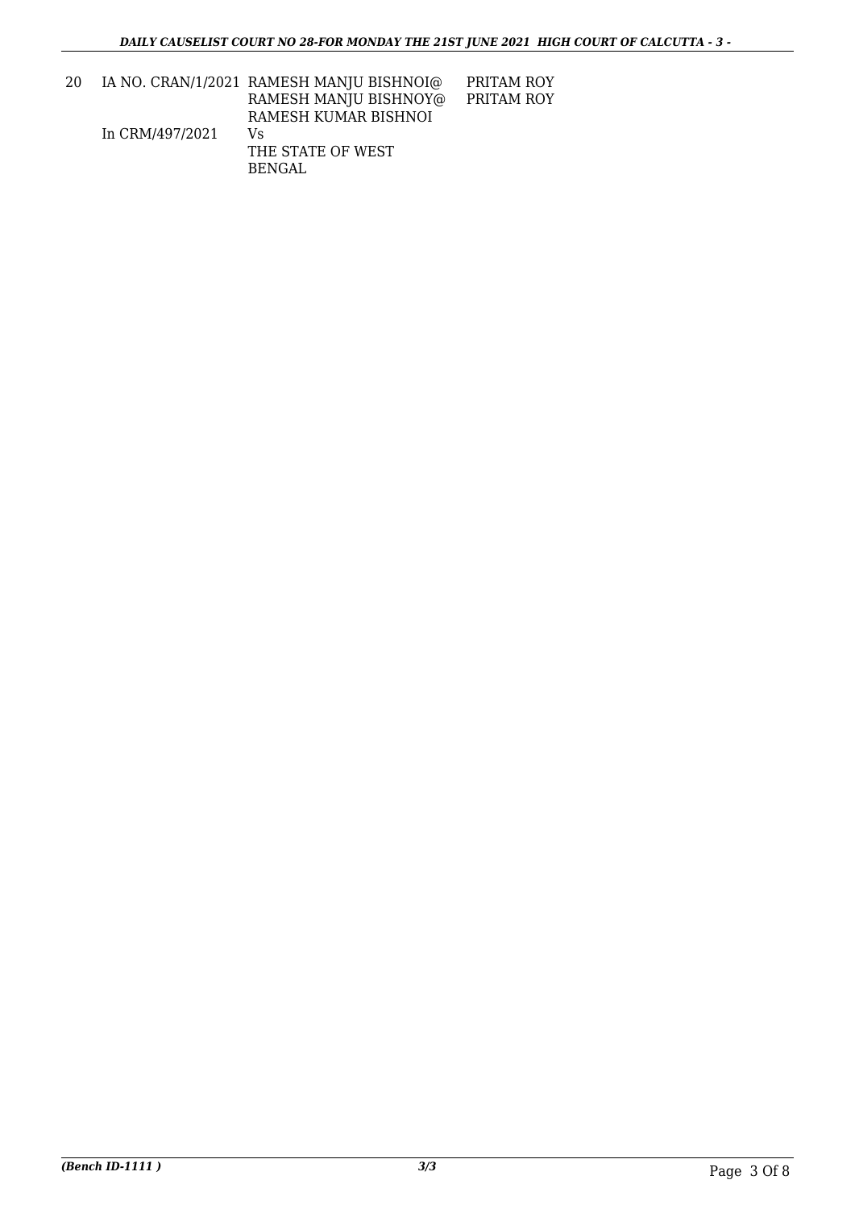| | | | |
|---|---|---|---|
| 20 | IA NO. CRAN/1/2021<br><br><br>In CRM/497/2021 | RAMESH MANJU BISHNOI@<br>RAMESH MANJU BISHNOY@<br>RAMESH KUMAR BISHNOI<br>Vs<br>THE STATE OF WEST<br>BENGAL | PRITAM ROY<br>PRITAM ROY |

*(Bench ID-1111 )* *3/3*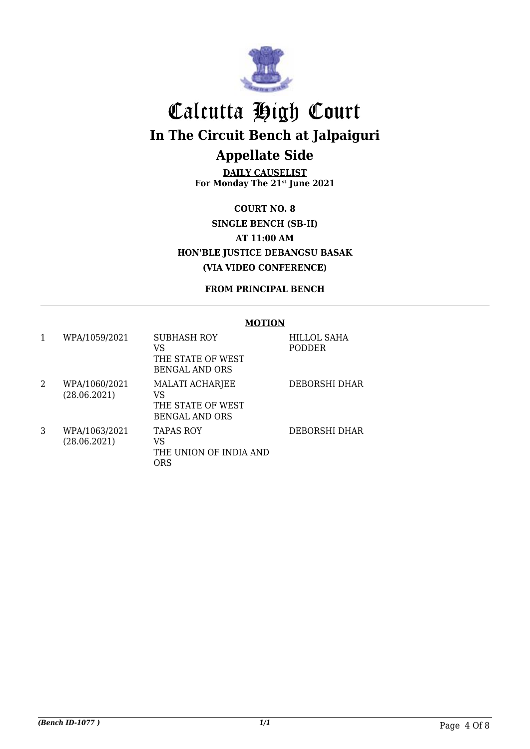# Calcutta High Court

## In The Circuit Bench at Jalpaiguri

## Appellate Side

**DAILY CAUSELIST**
**For Monday The 21st June 2021**

**COURT NO. 8**
**SINGLE BENCH (SB-II)**
**AT 11:00 AM**
**HON'BLE JUSTICE DEBANGSU BASAK**
**(VIA VIDEO CONFERENCE)**

**FROM PRINCIPAL BENCH**

**MOTION**

| | | | |
|---|---|---|---|
| 1 | WPA/1059/2021 | SUBHASH ROY<br>VS<br>THE STATE OF WEST BENGAL AND ORS | HILLOL SAHA PODDER |
| 2 | WPA/1060/2021<br>(28.06.2021) | MALATI ACHARJEE<br>VS<br>THE STATE OF WEST BENGAL AND ORS | DEBORSHI DHAR |
| 3 | WPA/1063/2021<br>(28.06.2021) | TAPAS ROY<br>VS<br>THE UNION OF INDIA AND ORS | DEBORSHI DHAR |

*(Bench ID-1077 )* 1/1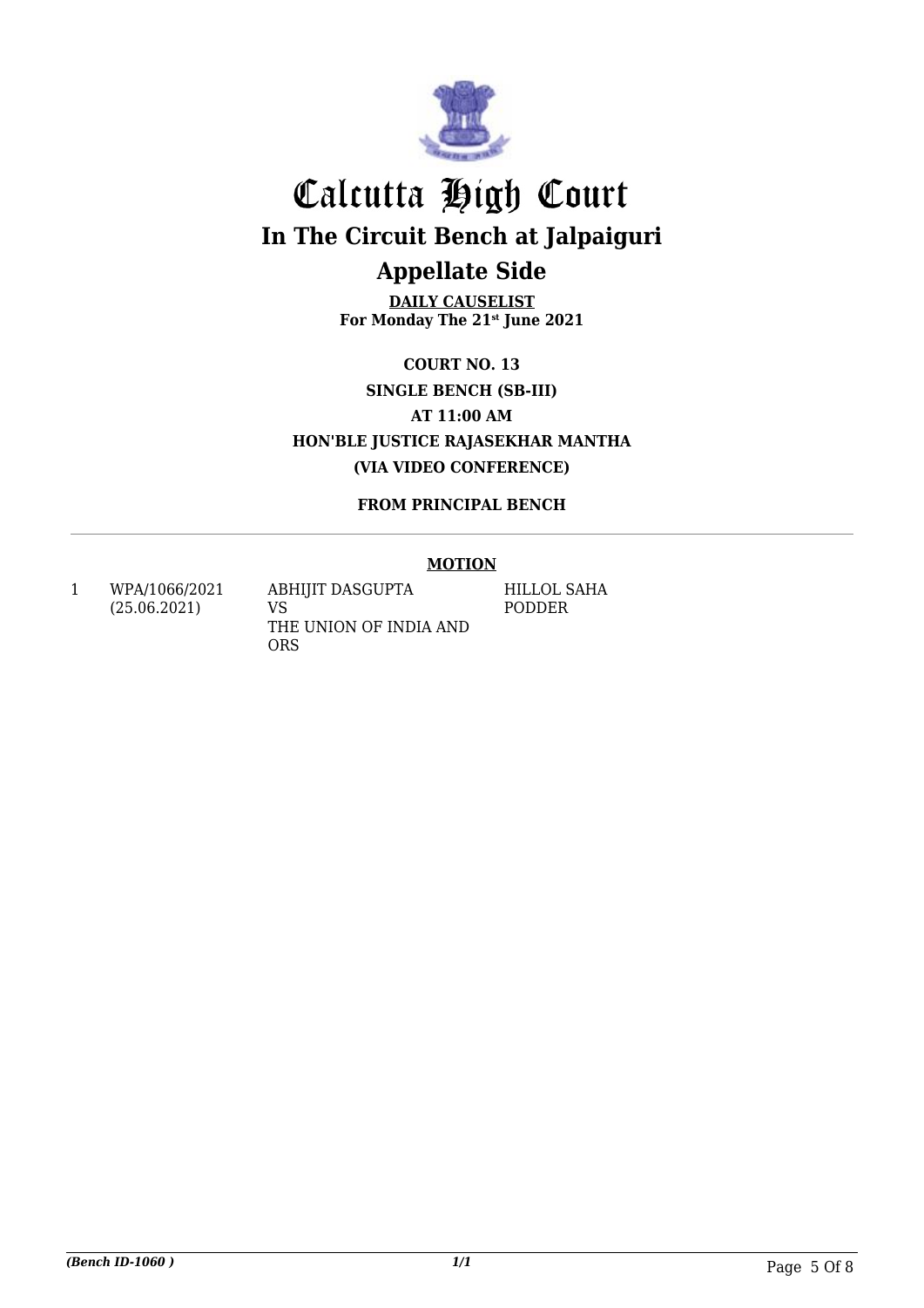# Calcutta High Court

## In The Circuit Bench at Jalpaiguri

## Appellate Side

**DAILY CAUSELIST**
**For Monday The 21st June 2021**

**COURT NO. 13**
**SINGLE BENCH (SB-III)**
**AT 11:00 AM**
**HON'BLE JUSTICE RAJASEKHAR MANTHA**
**(VIA VIDEO CONFERENCE)**

**FROM PRINCIPAL BENCH**

**MOTION**

| | | | |
|---|---|---|---|
| 1 | WPA/1066/2021 (25.06.2021) | ABHIJIT DASGUPTA VS THE UNION OF INDIA AND ORS | HILLOL SAHA PODDER |

*(Bench ID-1060 )* 1/1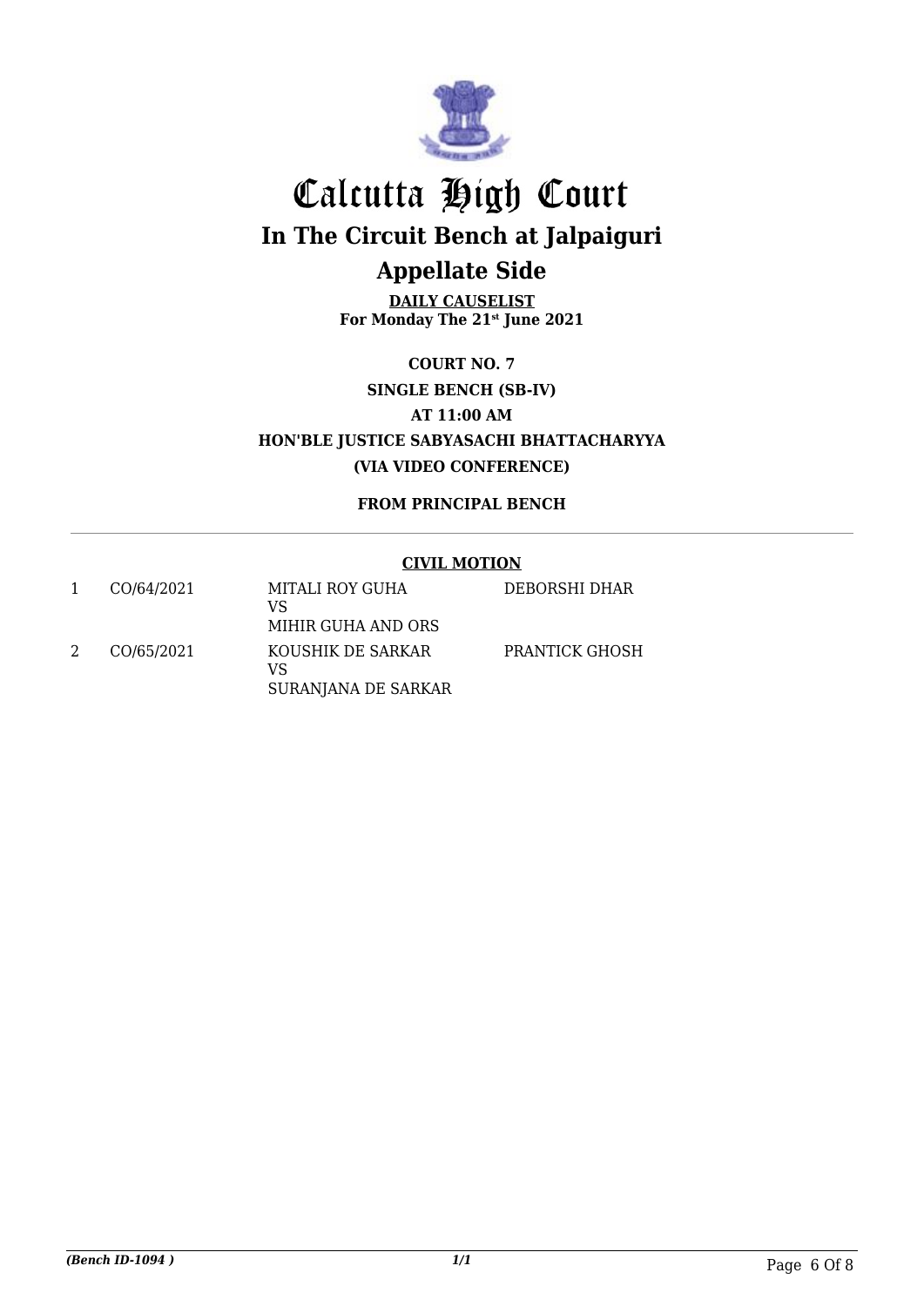# Calcutta High Court

## In The Circuit Bench at Jalpaiguri

## Appellate Side

**DAILY CAUSELIST**
**For Monday The 21st June 2021**

**COURT NO. 7**

**SINGLE BENCH (SB-IV)**

**AT 11:00 AM**

**HON'BLE JUSTICE SABYASACHI BHATTACHARYYA**

**(VIA VIDEO CONFERENCE)**

**FROM PRINCIPAL BENCH**

**CIVIL MOTION**

| | | | |
|---|---|---|---|
| 1 | CO/64/2021 | MITALI ROY GUHA<br>VS<br>MIHIR GUHA AND ORS | DEBORSHI DHAR |
| 2 | CO/65/2021 | KOUSHIK DE SARKAR<br>VS<br>SURANJANA DE SARKAR | PRANTICK GHOSH |

*(Bench ID-1094 )*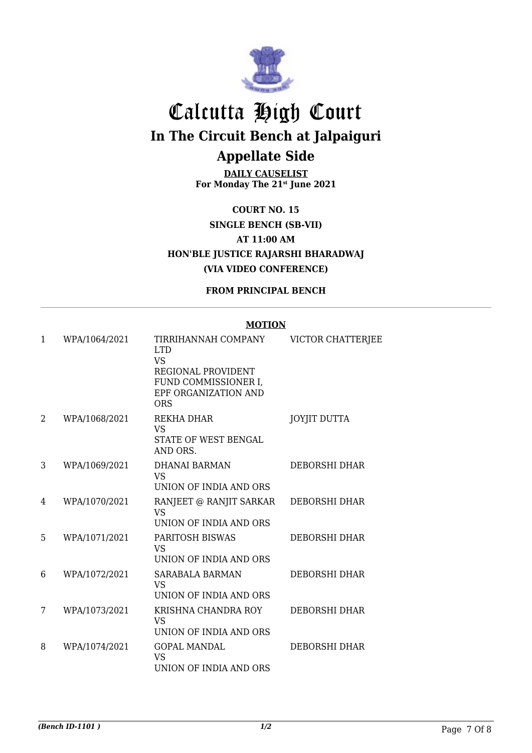# Calcutta High Court

## In The Circuit Bench at Jalpaiguri

## Appellate Side

**DAILY CAUSELIST**
**For Monday The 21st June 2021**

**COURT NO. 15**
**SINGLE BENCH (SB-VII)**
**AT 11:00 AM**
**HON'BLE JUSTICE RAJARSHI BHARADWAJ**
**(VIA VIDEO CONFERENCE)**

**FROM PRINCIPAL BENCH**

**MOTION**

| | | | |
|---|---|---|---|
| 1 | WPA/1064/2021 | TIRRIHANNAH COMPANY LTD VS REGIONAL PROVIDENT FUND COMMISSIONER I, EPF ORGANIZATION AND ORS | VICTOR CHATTERJEE |
| 2 | WPA/1068/2021 | REKHA DHAR VS STATE OF WEST BENGAL AND ORS. | JOYJIT DUTTA |
| 3 | WPA/1069/2021 | DHANAI BARMAN VS UNION OF INDIA AND ORS | DEBORSHI DHAR |
| 4 | WPA/1070/2021 | RANJEET @ RANJIT SARKAR VS UNION OF INDIA AND ORS | DEBORSHI DHAR |
| 5 | WPA/1071/2021 | PARITOSH BISWAS VS UNION OF INDIA AND ORS | DEBORSHI DHAR |
| 6 | WPA/1072/2021 | SARABALA BARMAN VS UNION OF INDIA AND ORS | DEBORSHI DHAR |
| 7 | WPA/1073/2021 | KRISHNA CHANDRA ROY VS UNION OF INDIA AND ORS | DEBORSHI DHAR |
| 8 | WPA/1074/2021 | GOPAL MANDAL VS UNION OF INDIA AND ORS | DEBORSHI DHAR |

*(Bench ID-1101 )* *1/2*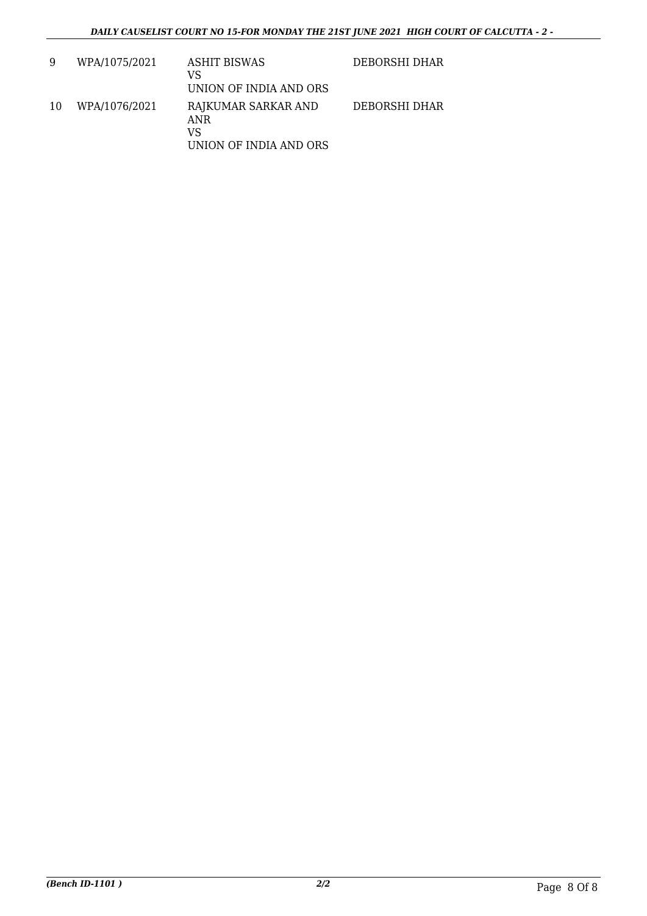| | | | |
|---|---|---|---|
| 9 | WPA/1075/2021 | ASHIT BISWAS<br>VS<br>UNION OF INDIA AND ORS | DEBORSHI DHAR |
| 10 | WPA/1076/2021 | RAJKUMAR SARKAR AND ANR<br>VS<br>UNION OF INDIA AND ORS | DEBORSHI DHAR |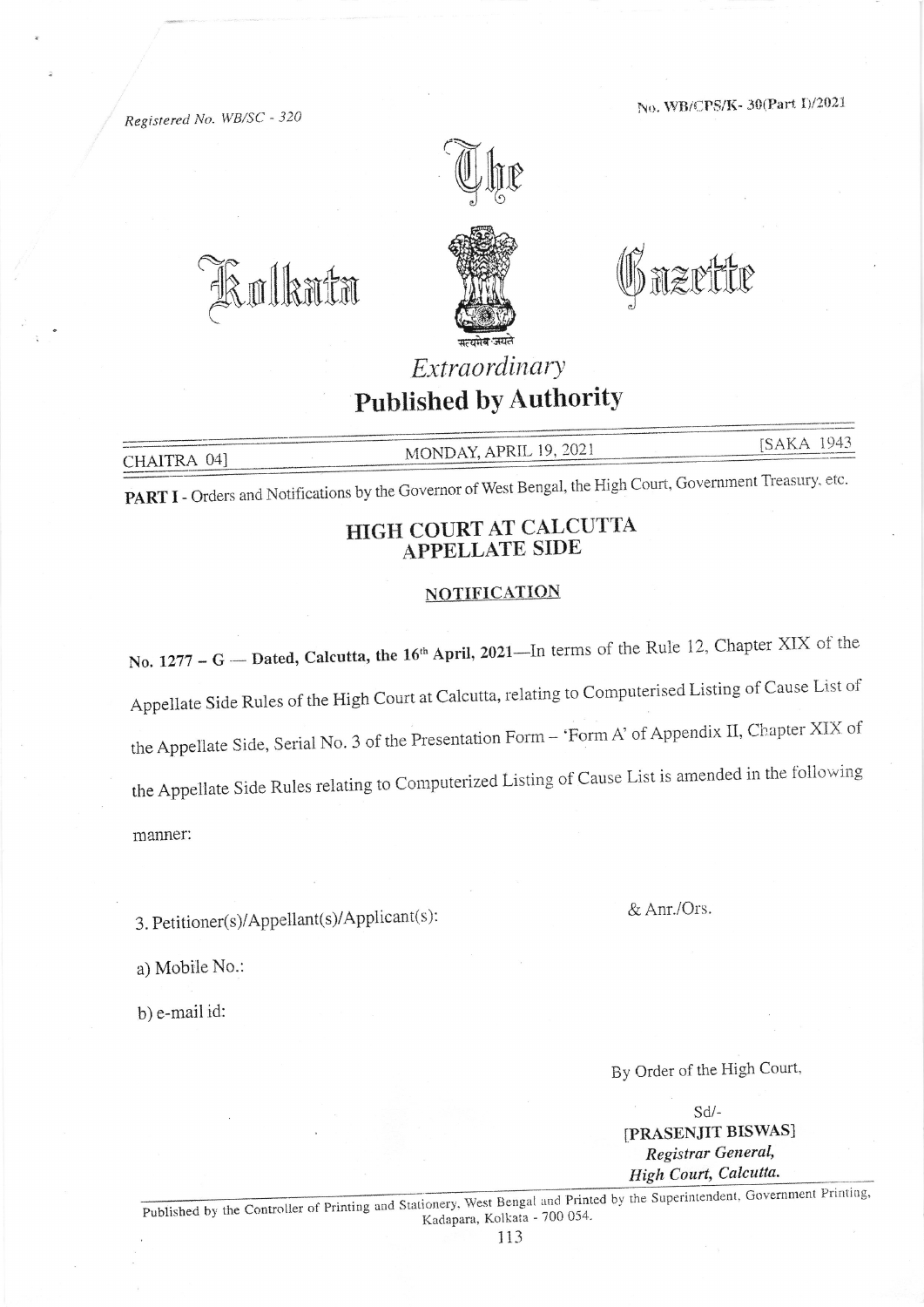Registered No. WB/SC - 320

No. WB/CPS/K- 30(Part I)/2021

# The Kolkata Gazette

*Extraordinary*

**Published by Authority**

CHAITRA 04] MONDAY, APRIL 19, 2021 [SAKA 1943

**PART I** - Orders and Notifications by the Governor of West Bengal, the High Court, Government Treasury, etc.

## HIGH COURT AT CALCUTTA
## APPELLATE SIDE

### NOTIFICATION

**No. 1277 – G — Dated, Calcutta, the 16th April, 2021**—In terms of the Rule 12, Chapter XIX of the Appellate Side Rules of the High Court at Calcutta, relating to Computerised Listing of Cause List of the Appellate Side, Serial No. 3 of the Presentation Form – 'Form A' of Appendix II, Chapter XIX of the Appellate Side Rules relating to Computerized Listing of Cause List is amended in the following manner:

3. Petitioner(s)/Appellant(s)/Applicant(s): & Anr./Ors.

a) Mobile No.:

b) e-mail id:

By Order of the High Court,

Sd/-
**[PRASENJIT BISWAS]**
***Registrar General,***
***High Court, Calcutta.***

Published by the Controller of Printing and Stationery, West Bengal and Printed by the Superintendent, Government Printing, Kadapara, Kolkata - 700 054.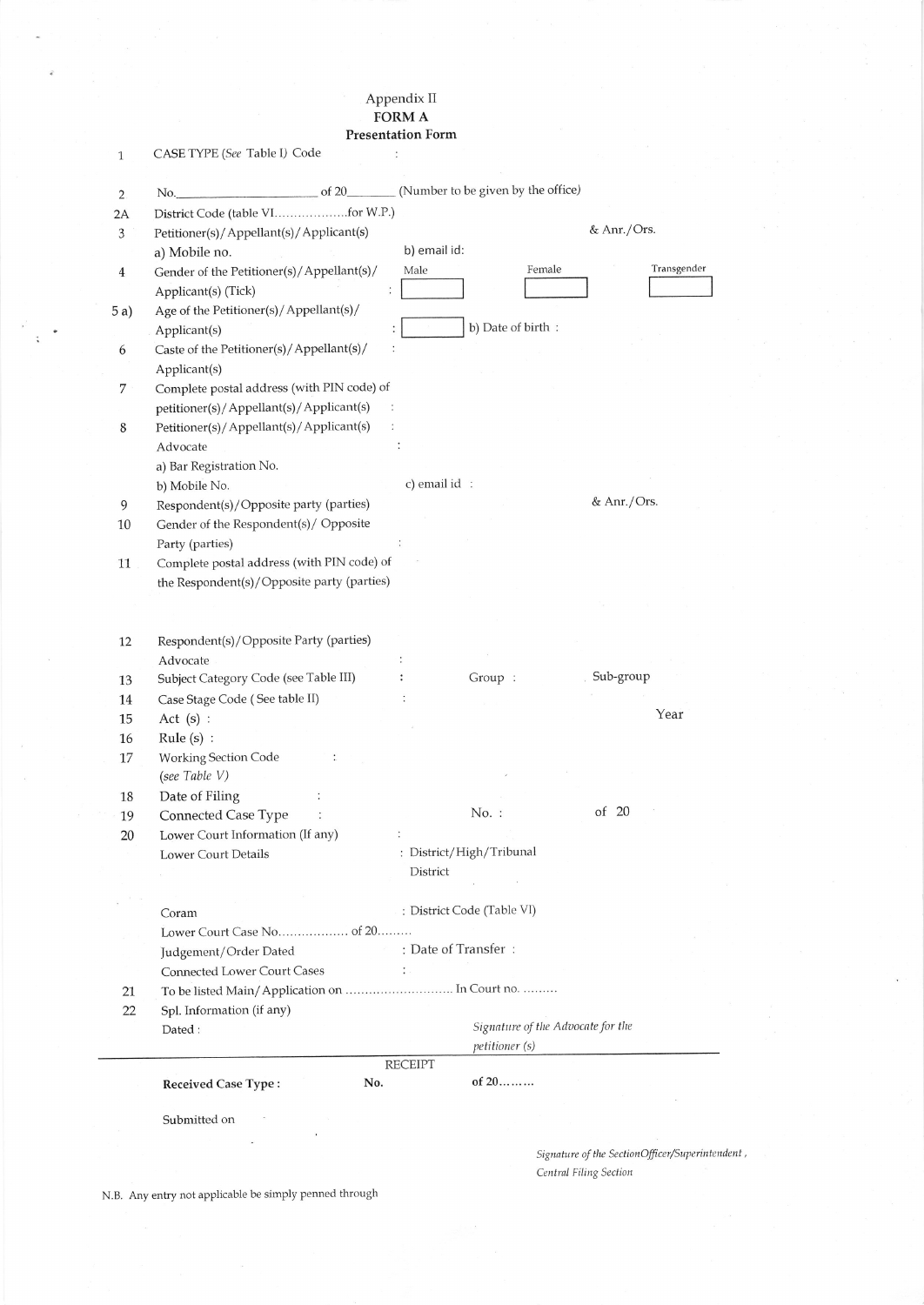Appendix II

**FORM A**

**Presentation Form**

1 CASE TYPE (*See* Table I) Code :

2 No.\_\_\_\_\_\_\_\_\_\_\_\_\_\_\_\_\_\_\_\_ of 20\_\_\_\_\_\_ (Number to be given by the office)

2A District Code (table VI....................for W.P.)

3 Petitioner(s)/Appellant(s)/Applicant(s) & Anr./Ors.

a) Mobile no. b) email id:

4 Gender of the Petitioner(s)/Appellant(s)/Applicant(s) (Tick) : Male ☐ Female ☐ Transgender ☐

5 a) Age of the Petitioner(s)/Appellant(s)/Applicant(s) : ☐ b) Date of birth :

6 Caste of the Petitioner(s)/Appellant(s)/Applicant(s) :

7 Complete postal address (with PIN code) of petitioner(s)/Appellant(s)/Applicant(s) :

8 Petitioner(s)/Appellant(s)/Applicant(s) Advocate :

a) Bar Registration No.

b) Mobile No. c) email id :

9 Respondent(s)/Opposite party (parties) & Anr./Ors.

10 Gender of the Respondent(s)/ Opposite Party (parties) :

11 Complete postal address (with PIN code) of the Respondent(s)/Opposite party (parties)

12 Respondent(s)/Opposite Party (parties) Advocate :

13 Subject Category Code (see Table III) : Group : Sub-group

14 Case Stage Code ( See table II) :

15 Act (s) : Year

16 Rule (s) :

17 Working Section Code (*see Table V*) :

18 Date of Filing :

19 Connected Case Type : No. : of 20

20 Lower Court Information (If any) :

Lower Court Details : District/High/Tribunal

District

Coram : District Code (Table VI)

Lower Court Case No.................. of 20.........

Judgement/Order Dated : Date of Transfer :

Connected Lower Court Cases :

21 To be listed Main/Application on ............................ In Court no. .........

22 Spl. Information (if any)

Dated :

*Signature of the Advocate for the petitioner (s)*

---

RECEIPT

**Received Case Type :** **No.** **of 20.........**

Submitted on

*Signature of the SectionOfficer/Superintendent, Central Filing Section*

N.B. Any entry not applicable be simply penned through